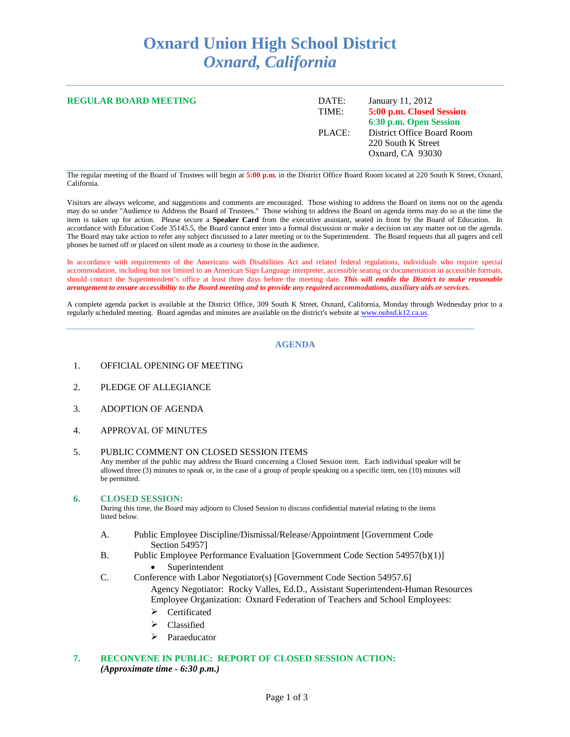# Oxnard Union High School District
## *Oxnard, California*

**REGULAR BOARD MEETING**

DATE: January 11, 2012
TIME: **5:00 p.m. Closed Session**
**6:30 p.m. Open Session**
PLACE: District Office Board Room
220 South K Street
Oxnard, CA 93030

The regular meeting of the Board of Trustees will begin at **5:00 p.m.** in the District Office Board Room located at 220 South K Street, Oxnard, California.

Visitors are always welcome, and suggestions and comments are encouraged. Those wishing to address the Board on items not on the agenda may do so under "Audience to Address the Board of Trustees." Those wishing to address the Board on agenda items may do so at the time the item is taken up for action. Please secure a **Speaker Card** from the executive assistant, seated in front by the Board of Education. In accordance with Education Code 35145.5, the Board cannot enter into a formal discussion or make a decision on any matter not on the agenda. The Board may take action to refer any subject discussed to a later meeting or to the Superintendent. The Board requests that all pagers and cell phones be turned off or placed on silent mode as a courtesy to those in the audience.

In accordance with requirements of the Americans with Disabilities Act and related federal regulations, individuals who require special accommodation, including but not limited to an American Sign Language interpreter, accessible seating or documentation in accessible formats, should contact the Superintendent's office at least three days before the meeting date. ***This will enable the District to make reasonable arrangement to ensure accessibility to the Board meeting and to provide any required accommodations, auxiliary aids or services.***

A complete agenda packet is available at the District Office, 309 South K Street, Oxnard, California, Monday through Wednesday prior to a regularly scheduled meeting. Board agendas and minutes are available on the district's website at [www.ouhsd.k12.ca.us](www.ouhsd.k12.ca.us).

---

## AGENDA

1. OFFICIAL OPENING OF MEETING

2. PLEDGE OF ALLEGIANCE

3. ADOPTION OF AGENDA

4. APPROVAL OF MINUTES

5. PUBLIC COMMENT ON CLOSED SESSION ITEMS
   Any member of the public may address the Board concerning a Closed Session item. Each individual speaker will be allowed three (3) minutes to speak or, in the case of a group of people speaking on a specific item, ten (10) minutes will be permitted.

6. **CLOSED SESSION:**
   During this time, the Board may adjourn to Closed Session to discuss confidential material relating to the items listed below.

   A. Public Employee Discipline/Dismissal/Release/Appointment [Government Code Section 54957]

   B. Public Employee Performance Evaluation [Government Code Section 54957(b)(1)]
      - Superintendent

   C. Conference with Labor Negotiator(s) [Government Code Section 54957.6]
      Agency Negotiator: Rocky Valles, Ed.D., Assistant Superintendent-Human Resources
      Employee Organization: Oxnard Federation of Teachers and School Employees:
      - Certificated
      - Classified
      - Paraeducator

7. **RECONVENE IN PUBLIC: REPORT OF CLOSED SESSION ACTION:**
   ***(Approximate time - 6:30 p.m.)***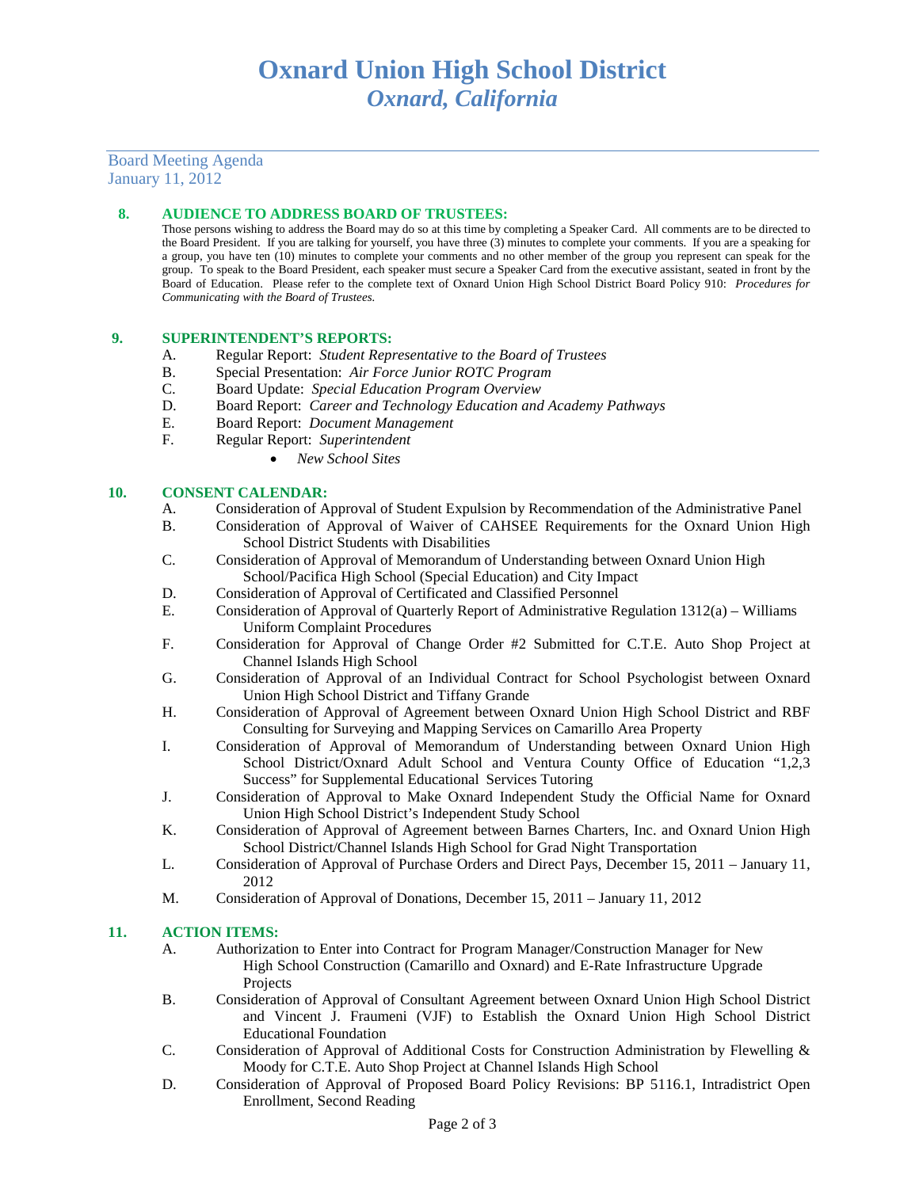# Oxnard Union High School District
## *Oxnard, California*

Board Meeting Agenda
January 11, 2012

### 8. AUDIENCE TO ADDRESS BOARD OF TRUSTEES:

Those persons wishing to address the Board may do so at this time by completing a Speaker Card. All comments are to be directed to the Board President. If you are talking for yourself, you have three (3) minutes to complete your comments. If you are a speaking for a group, you have ten (10) minutes to complete your comments and no other member of the group you represent can speak for the group. To speak to the Board President, each speaker must secure a Speaker Card from the executive assistant, seated in front by the Board of Education. Please refer to the complete text of Oxnard Union High School District Board Policy 910: *Procedures for Communicating with the Board of Trustees.*

### 9. SUPERINTENDENT'S REPORTS:

A. Regular Report: *Student Representative to the Board of Trustees*
B. Special Presentation: *Air Force Junior ROTC Program*
C. Board Update: *Special Education Program Overview*
D. Board Report: *Career and Technology Education and Academy Pathways*
E. Board Report: *Document Management*
F. Regular Report: *Superintendent*
- *New School Sites*

### 10. CONSENT CALENDAR:

A. Consideration of Approval of Student Expulsion by Recommendation of the Administrative Panel
B. Consideration of Approval of Waiver of CAHSEE Requirements for the Oxnard Union High School District Students with Disabilities
C. Consideration of Approval of Memorandum of Understanding between Oxnard Union High School/Pacifica High School (Special Education) and City Impact
D. Consideration of Approval of Certificated and Classified Personnel
E. Consideration of Approval of Quarterly Report of Administrative Regulation 1312(a) – Williams Uniform Complaint Procedures
F. Consideration for Approval of Change Order #2 Submitted for C.T.E. Auto Shop Project at Channel Islands High School
G. Consideration of Approval of an Individual Contract for School Psychologist between Oxnard Union High School District and Tiffany Grande
H. Consideration of Approval of Agreement between Oxnard Union High School District and RBF Consulting for Surveying and Mapping Services on Camarillo Area Property
I. Consideration of Approval of Memorandum of Understanding between Oxnard Union High School District/Oxnard Adult School and Ventura County Office of Education "1,2,3 Success" for Supplemental Educational Services Tutoring
J. Consideration of Approval to Make Oxnard Independent Study the Official Name for Oxnard Union High School District's Independent Study School
K. Consideration of Approval of Agreement between Barnes Charters, Inc. and Oxnard Union High School District/Channel Islands High School for Grad Night Transportation
L. Consideration of Approval of Purchase Orders and Direct Pays, December 15, 2011 – January 11, 2012
M. Consideration of Approval of Donations, December 15, 2011 – January 11, 2012

### 11. ACTION ITEMS:

A. Authorization to Enter into Contract for Program Manager/Construction Manager for New High School Construction (Camarillo and Oxnard) and E-Rate Infrastructure Upgrade Projects
B. Consideration of Approval of Consultant Agreement between Oxnard Union High School District and Vincent J. Fraumeni (VJF) to Establish the Oxnard Union High School District Educational Foundation
C. Consideration of Approval of Additional Costs for Construction Administration by Flewelling & Moody for C.T.E. Auto Shop Project at Channel Islands High School
D. Consideration of Approval of Proposed Board Policy Revisions: BP 5116.1, Intradistrict Open Enrollment, Second Reading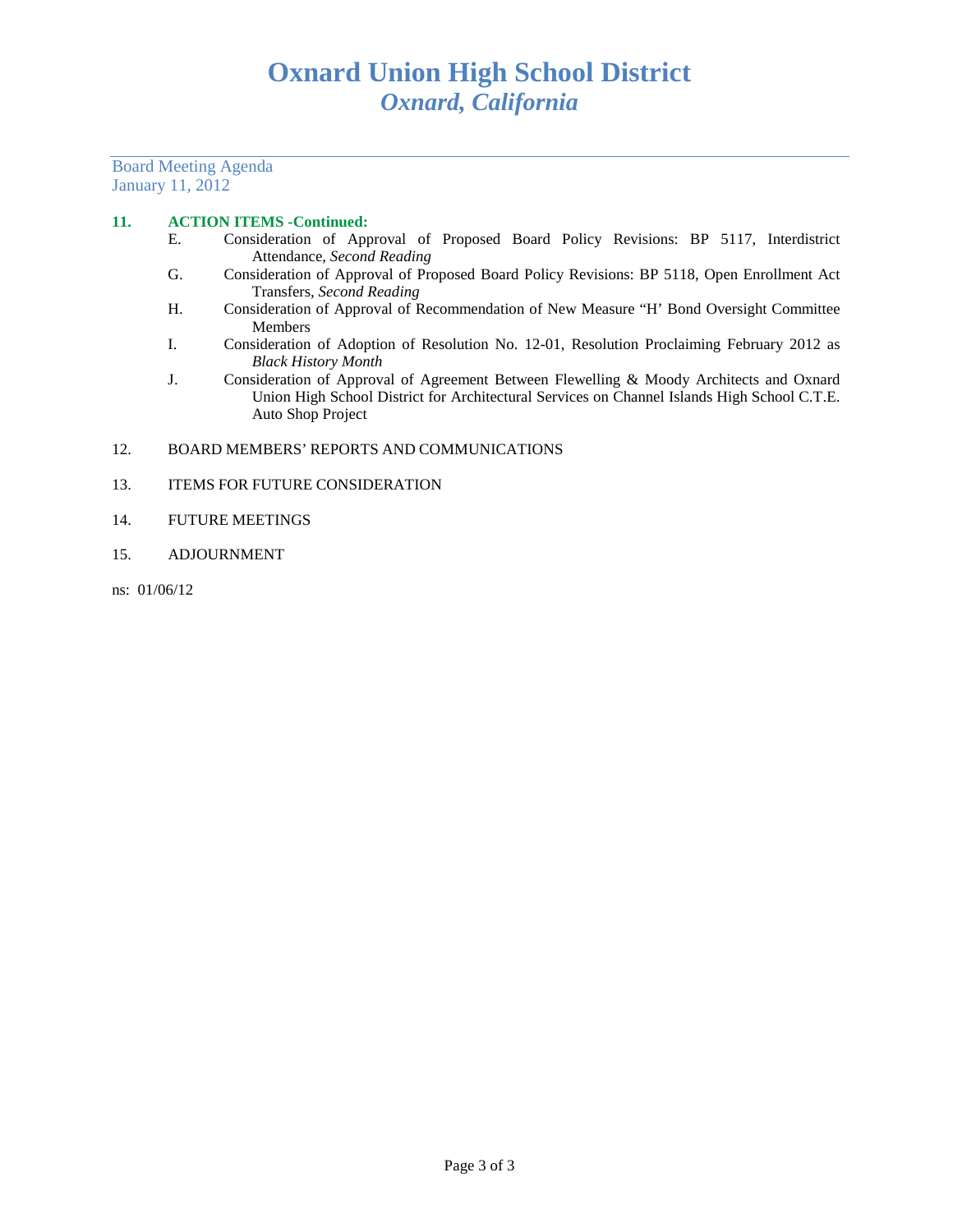# Oxnard Union High School District
## *Oxnard, California*

Board Meeting Agenda
January 11, 2012

**11. ACTION ITEMS -Continued:**

E. Consideration of Approval of Proposed Board Policy Revisions: BP 5117, Interdistrict Attendance, *Second Reading*

G. Consideration of Approval of Proposed Board Policy Revisions: BP 5118, Open Enrollment Act Transfers, *Second Reading*

H. Consideration of Approval of Recommendation of New Measure "H' Bond Oversight Committee Members

I. Consideration of Adoption of Resolution No. 12-01, Resolution Proclaiming February 2012 as *Black History Month*

J. Consideration of Approval of Agreement Between Flewelling & Moody Architects and Oxnard Union High School District for Architectural Services on Channel Islands High School C.T.E. Auto Shop Project

12. BOARD MEMBERS' REPORTS AND COMMUNICATIONS

13. ITEMS FOR FUTURE CONSIDERATION

14. FUTURE MEETINGS

15. ADJOURNMENT

ns: 01/06/12